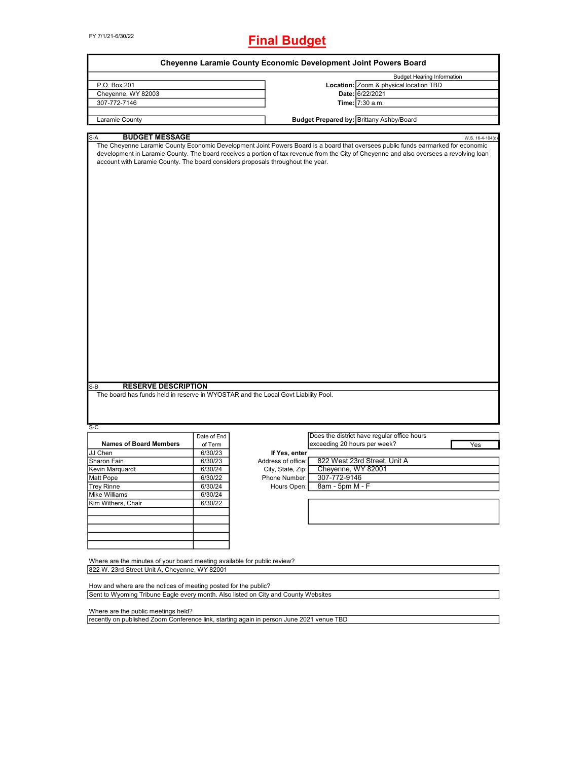FY 7/1/21-6/30/22

# Final Budget

## Cheyenne Laramie County Economic Development Joint Powers Board

| | | Budget Hearing Information |
|---|---|---|
| P.O. Box 201 | **Location:** | Zoom & physical location TBD |
| Cheyenne, WY 82003 | **Date:** | 6/22/2021 |
| 307-772-7146 | **Time:** | 7:30 a.m. |
| Laramie County | **Budget Prepared by:** | Brittany Ashby/Board |

### S-A BUDGET MESSAGE

W.S. 16-4-104(d)

The Cheyenne Laramie County Economic Development Joint Powers Board is a board that oversees public funds earmarked for economic development in Laramie County. The board receives a portion of tax revenue from the City of Cheyenne and also oversees a revolving loan account with Laramie County. The board considers proposals throughout the year.

### S-B RESERVE DESCRIPTION

The board has funds held in reserve in WYOSTAR and the Local Govt Liability Pool.

### S-C

| Names of Board Members | Date of End of Term |
|---|---|
| JJ Chen | 6/30/23 |
| Sharon Fain | 6/30/23 |
| Kevin Marquardt | 6/30/24 |
| Matt Pope | 6/30/22 |
| Trey Rinne | 6/30/24 |
| Mike Williams | 6/30/24 |
| Kim Withers, Chair | 6/30/22 |

Does the district have regular office hours exceeding 20 hours per week? Yes

**If Yes, enter**

| | |
|---|---|
| Address of office: | 822 West 23rd Street, Unit A |
| City, State, Zip: | Cheyenne, WY 82001 |
| Phone Number: | 307-772-9146 |
| Hours Open: | 8am - 5pm M - F |

Where are the minutes of your board meeting available for public review?

822 W. 23rd Street Unit A, Cheyenne, WY 82001

How and where are the notices of meeting posted for the public?

Sent to Wyoming Tribune Eagle every month. Also listed on City and County Websites

Where are the public meetings held?

recently on published Zoom Conference link, starting again in person June 2021 venue TBD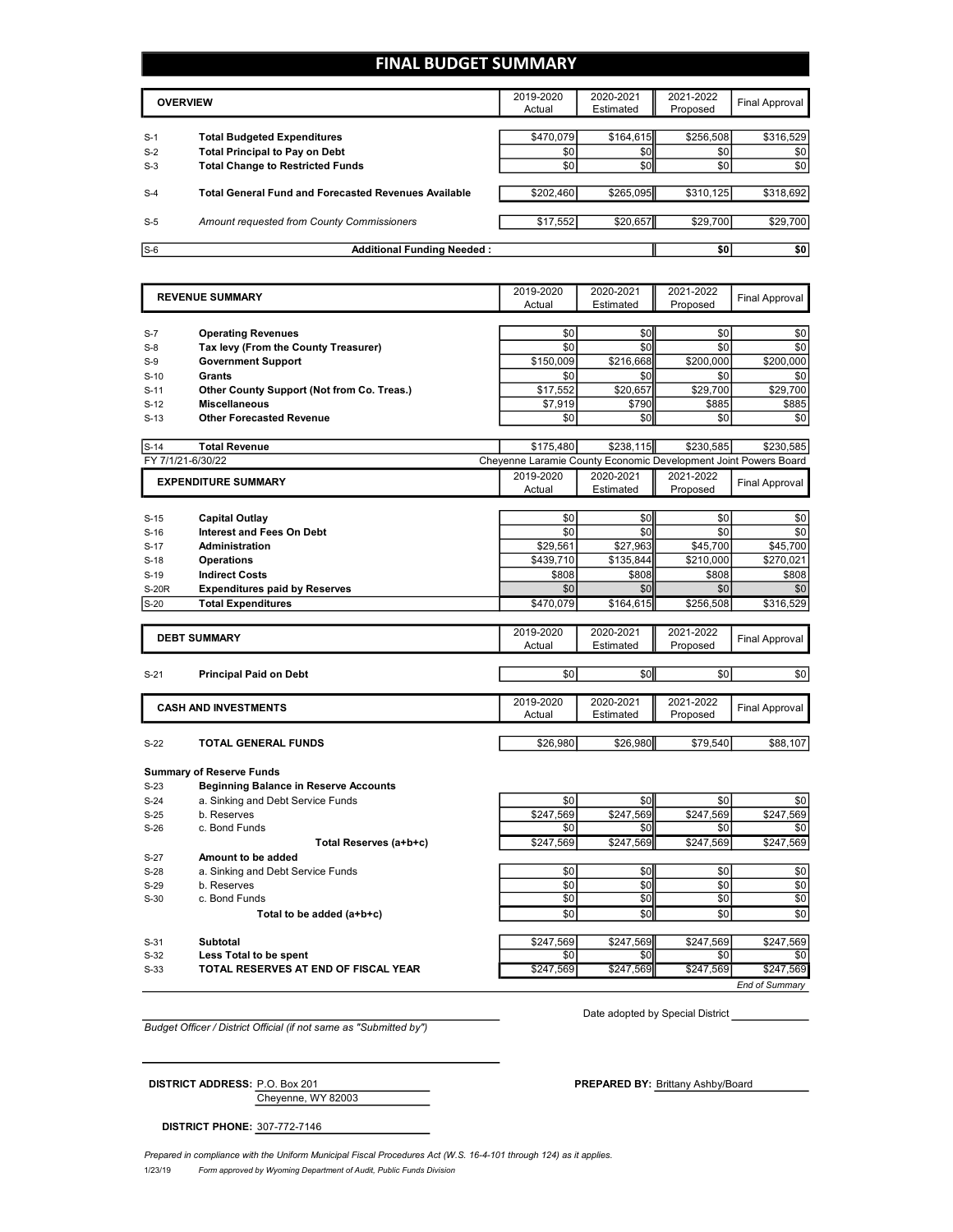# FINAL BUDGET SUMMARY

| | OVERVIEW | 2019-2020 Actual | 2020-2021 Estimated | 2021-2022 Proposed | Final Approval |
|---|---|---|---|---|---|
| S-1 | **Total Budgeted Expenditures** | $470,079 | $164,615 | $256,508 | $316,529 |
| S-2 | **Total Principal to Pay on Debt** | $0 | $0 | $0 | $0 |
| S-3 | **Total Change to Restricted Funds** | $0 | $0 | $0 | $0 |
| S-4 | **Total General Fund and Forecasted Revenues Available** | $202,460 | $265,095 | $310,125 | $318,692 |
| S-5 | *Amount requested from County Commissioners* | $17,552 | $20,657 | $29,700 | $29,700 |
| S-6 | **Additional Funding Needed :** | | | $0 | $0 |

| | REVENUE SUMMARY | 2019-2020 Actual | 2020-2021 Estimated | 2021-2022 Proposed | Final Approval |
|---|---|---|---|---|---|
| S-7 | **Operating Revenues** | $0 | $0 | $0 | $0 |
| S-8 | **Tax levy (From the County Treasurer)** | $0 | $0 | $0 | $0 |
| S-9 | **Government Support** | $150,009 | $216,668 | $200,000 | $200,000 |
| S-10 | **Grants** | $0 | $0 | $0 | $0 |
| S-11 | **Other County Support (Not from Co. Treas.)** | $17,552 | $20,657 | $29,700 | $29,700 |
| S-12 | **Miscellaneous** | $7,919 | $790 | $885 | $885 |
| S-13 | **Other Forecasted Revenue** | $0 | $0 | $0 | $0 |
| S-14 | **Total Revenue** | $175,480 | $238,115 | $230,585 | $230,585 |

FY 7/1/21-6/30/22 — Cheyenne Laramie County Economic Development Joint Powers Board

| | EXPENDITURE SUMMARY | 2019-2020 Actual | 2020-2021 Estimated | 2021-2022 Proposed | Final Approval |
|---|---|---|---|---|---|
| S-15 | **Capital Outlay** | $0 | $0 | $0 | $0 |
| S-16 | **Interest and Fees On Debt** | $0 | $0 | $0 | $0 |
| S-17 | **Administration** | $29,561 | $27,963 | $45,700 | $45,700 |
| S-18 | **Operations** | $439,710 | $135,844 | $210,000 | $270,021 |
| S-19 | **Indirect Costs** | $808 | $808 | $808 | $808 |
| S-20R | **Expenditures paid by Reserves** | $0 | $0 | $0 | $0 |
| S-20 | **Total Expenditures** | $470,079 | $164,615 | $256,508 | $316,529 |

| | DEBT SUMMARY | 2019-2020 Actual | 2020-2021 Estimated | 2021-2022 Proposed | Final Approval |
|---|---|---|---|---|---|
| S-21 | **Principal Paid on Debt** | $0 | $0 | $0 | $0 |

| | CASH AND INVESTMENTS | 2019-2020 Actual | 2020-2021 Estimated | 2021-2022 Proposed | Final Approval |
|---|---|---|---|---|---|
| S-22 | **TOTAL GENERAL FUNDS** | $26,980 | $26,980 | $79,540 | $88,107 |
| | **Summary of Reserve Funds** | | | | |
| S-23 | **Beginning Balance in Reserve Accounts** | | | | |
| S-24 | a. Sinking and Debt Service Funds | $0 | $0 | $0 | $0 |
| S-25 | b. Reserves | $247,569 | $247,569 | $247,569 | $247,569 |
| S-26 | c. Bond Funds | $0 | $0 | $0 | $0 |
| | **Total Reserves (a+b+c)** | $247,569 | $247,569 | $247,569 | $247,569 |
| S-27 | **Amount to be added** | | | | |
| S-28 | a. Sinking and Debt Service Funds | $0 | $0 | $0 | $0 |
| S-29 | b. Reserves | $0 | $0 | $0 | $0 |
| S-30 | c. Bond Funds | $0 | $0 | $0 | $0 |
| | **Total to be added (a+b+c)** | $0 | $0 | $0 | $0 |
| S-31 | **Subtotal** | $247,569 | $247,569 | $247,569 | $247,569 |
| S-32 | **Less Total to be spent** | $0 | $0 | $0 | $0 |
| S-33 | **TOTAL RESERVES AT END OF FISCAL YEAR** | $247,569 | $247,569 | $247,569 | $247,569 |

*End of Summary*

*Budget Officer / District Official (if not same as "Submitted by")*

Date adopted by Special District ____________

**DISTRICT ADDRESS:** P.O. Box 201
Cheyenne, WY 82003

**PREPARED BY:** Brittany Ashby/Board

**DISTRICT PHONE:** 307-772-7146

*Prepared in compliance with the Uniform Municipal Fiscal Procedures Act (W.S. 16-4-101 through 124) as it applies.*

1/23/19 *Form approved by Wyoming Department of Audit, Public Funds Division*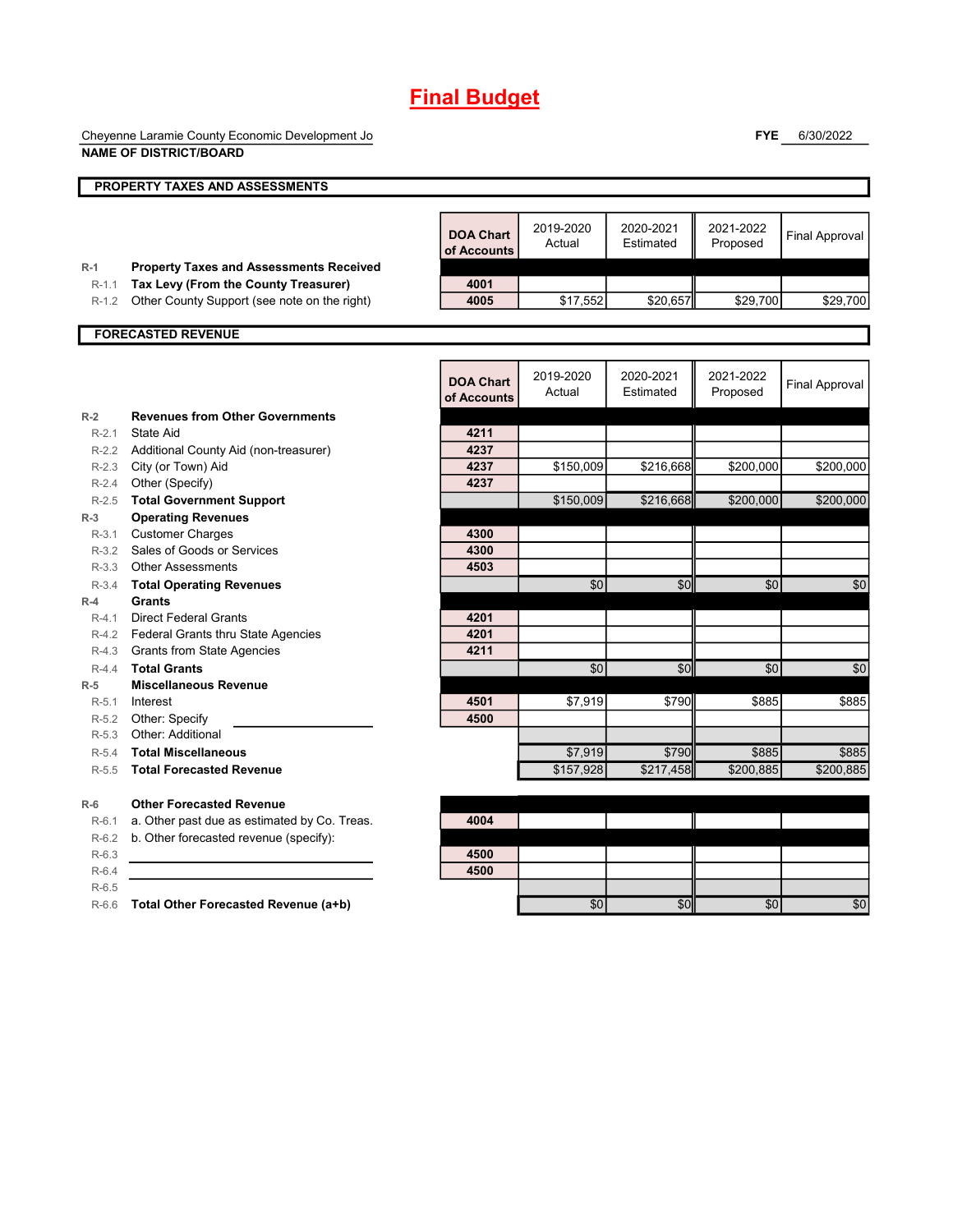# Final Budget

Cheyenne Laramie County Economic Development Jo
**NAME OF DISTRICT/BOARD**

**FYE** 6/30/2022

## PROPERTY TAXES AND ASSESSMENTS

| | | DOA Chart of Accounts | 2019-2020 Actual | 2020-2021 Estimated | 2021-2022 Proposed | Final Approval |
|---|---|---|---|---|---|---|
| R-1 | **Property Taxes and Assessments Received** | | | | | |
| R-1.1 | **Tax Levy (From the County Treasurer)** | 4001 | | | | |
| R-1.2 | Other County Support (see note on the right) | 4005 | $17,552 | $20,657 | $29,700 | $29,700 |

## FORECASTED REVENUE

| | | DOA Chart of Accounts | 2019-2020 Actual | 2020-2021 Estimated | 2021-2022 Proposed | Final Approval |
|---|---|---|---|---|---|---|
| R-2 | **Revenues from Other Governments** | | | | | |
| R-2.1 | State Aid | 4211 | | | | |
| R-2.2 | Additional County Aid (non-treasurer) | 4237 | | | | |
| R-2.3 | City (or Town) Aid | 4237 | $150,009 | $216,668 | $200,000 | $200,000 |
| R-2.4 | Other (Specify) | 4237 | | | | |
| R-2.5 | **Total Government Support** | | $150,009 | $216,668 | $200,000 | $200,000 |
| R-3 | **Operating Revenues** | | | | | |
| R-3.1 | Customer Charges | 4300 | | | | |
| R-3.2 | Sales of Goods or Services | 4300 | | | | |
| R-3.3 | Other Assessments | 4503 | | | | |
| R-3.4 | **Total Operating Revenues** | | $0 | $0 | $0 | $0 |
| R-4 | **Grants** | | | | | |
| R-4.1 | Direct Federal Grants | 4201 | | | | |
| R-4.2 | Federal Grants thru State Agencies | 4201 | | | | |
| R-4.3 | Grants from State Agencies | 4211 | | | | |
| R-4.4 | **Total Grants** | | $0 | $0 | $0 | $0 |
| R-5 | **Miscellaneous Revenue** | | | | | |
| R-5.1 | Interest | 4501 | $7,919 | $790 | $885 | $885 |
| R-5.2 | Other: Specify | 4500 | | | | |
| R-5.3 | Other: Additional | | | | | |
| R-5.4 | **Total Miscellaneous** | | $7,919 | $790 | $885 | $885 |
| R-5.5 | **Total Forecasted Revenue** | | $157,928 | $217,458 | $200,885 | $200,885 |
| R-6 | **Other Forecasted Revenue** | | | | | |
| R-6.1 | a. Other past due as estimated by Co. Treas. | 4004 | | | | |
| R-6.2 | b. Other forecasted revenue (specify): | | | | | |
| R-6.3 | | 4500 | | | | |
| R-6.4 | | 4500 | | | | |
| R-6.5 | | | | | | |
| R-6.6 | **Total Other Forecasted Revenue (a+b)** | | $0 | $0 | $0 | $0 |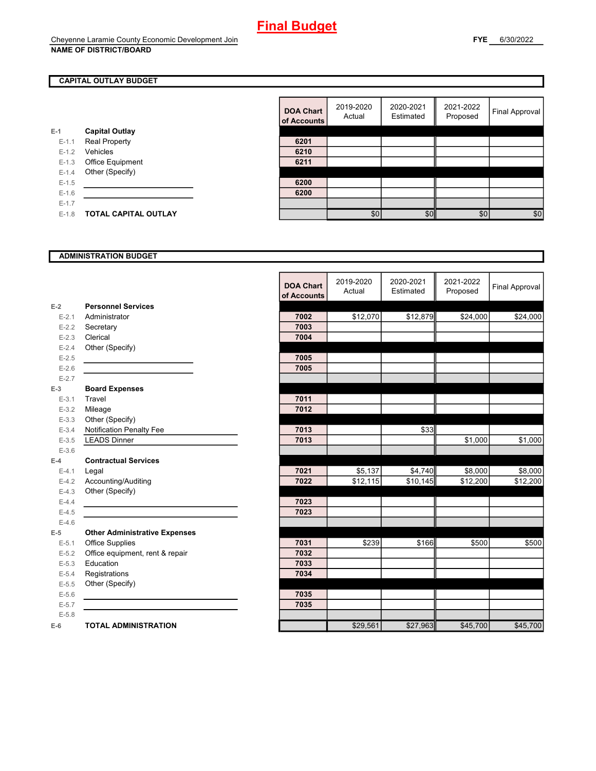# Final Budget

Cheyenne Laramie County Economic Development Join
**NAME OF DISTRICT/BOARD**

**FYE** 6/30/2022

## CAPITAL OUTLAY BUDGET

| | | DOA Chart of Accounts | 2019-2020 Actual | 2020-2021 Estimated | 2021-2022 Proposed | Final Approval |
|---|---|---|---|---|---|---|
| E-1 | **Capital Outlay** | | | | | |
| E-1.1 | Real Property | 6201 | | | | |
| E-1.2 | Vehicles | 6210 | | | | |
| E-1.3 | Office Equipment | 6211 | | | | |
| E-1.4 | Other (Specify) | | | | | |
| E-1.5 | | 6200 | | | | |
| E-1.6 | | 6200 | | | | |
| E-1.7 | | | | | | |
| E-1.8 | **TOTAL CAPITAL OUTLAY** | | $0 | $0 | $0 | $0 |

## ADMINISTRATION BUDGET

| | | DOA Chart of Accounts | 2019-2020 Actual | 2020-2021 Estimated | 2021-2022 Proposed | Final Approval |
|---|---|---|---|---|---|---|
| E-2 | **Personnel Services** | | | | | |
| E-2.1 | Administrator | 7002 | $12,070 | $12,879 | $24,000 | $24,000 |
| E-2.2 | Secretary | 7003 | | | | |
| E-2.3 | Clerical | 7004 | | | | |
| E-2.4 | Other (Specify) | | | | | |
| E-2.5 | | 7005 | | | | |
| E-2.6 | | 7005 | | | | |
| E-2.7 | | | | | | |
| E-3 | **Board Expenses** | | | | | |
| E-3.1 | Travel | 7011 | | | | |
| E-3.2 | Mileage | 7012 | | | | |
| E-3.3 | Other (Specify) | | | | | |
| E-3.4 | Notification Penalty Fee | 7013 | | $33 | | |
| E-3.5 | LEADS Dinner | 7013 | | | $1,000 | $1,000 |
| E-3.6 | | | | | | |
| E-4 | **Contractual Services** | | | | | |
| E-4.1 | Legal | 7021 | $5,137 | $4,740 | $8,000 | $8,000 |
| E-4.2 | Accounting/Auditing | 7022 | $12,115 | $10,145 | $12,200 | $12,200 |
| E-4.3 | Other (Specify) | | | | | |
| E-4.4 | | 7023 | | | | |
| E-4.5 | | 7023 | | | | |
| E-4.6 | | | | | | |
| E-5 | **Other Administrative Expenses** | | | | | |
| E-5.1 | Office Supplies | 7031 | $239 | $166 | $500 | $500 |
| E-5.2 | Office equipment, rent & repair | 7032 | | | | |
| E-5.3 | Education | 7033 | | | | |
| E-5.4 | Registrations | 7034 | | | | |
| E-5.5 | Other (Specify) | | | | | |
| E-5.6 | | 7035 | | | | |
| E-5.7 | | 7035 | | | | |
| E-5.8 | | | | | | |
| E-6 | **TOTAL ADMINISTRATION** | | $29,561 | $27,963 | $45,700 | $45,700 |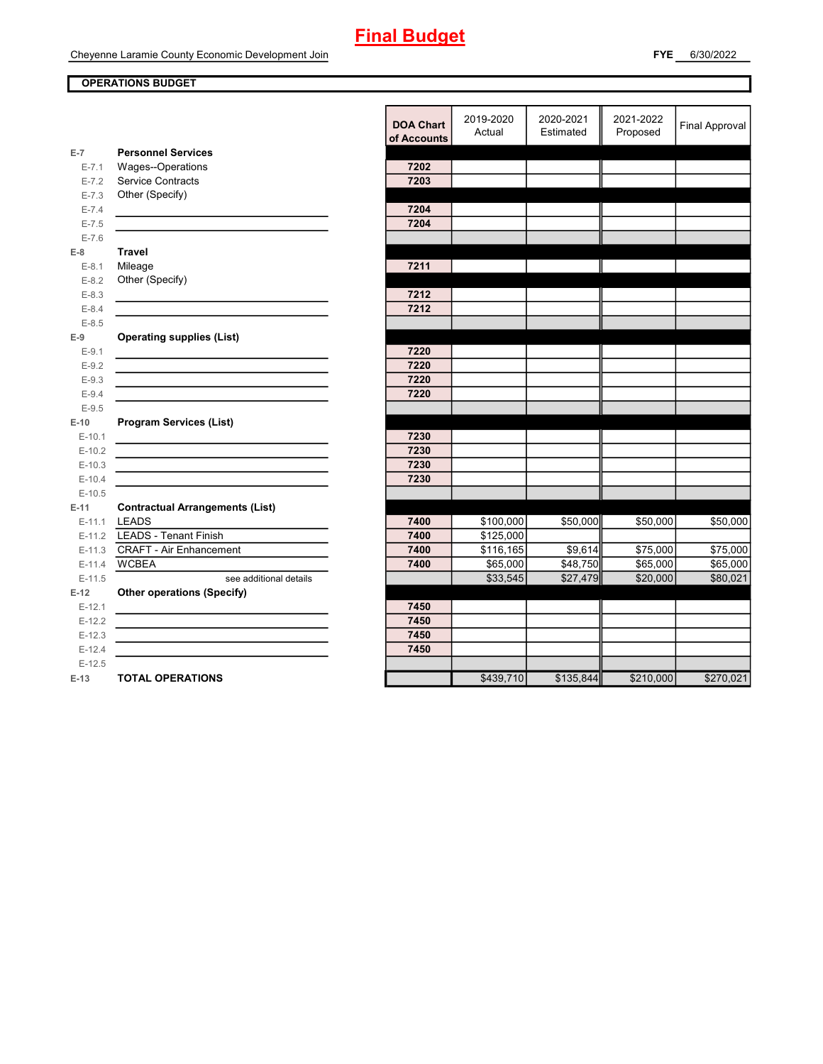# Final Budget

Cheyenne Laramie County Economic Development Join

**FYE** 6/30/2022

## OPERATIONS BUDGET

| | | DOA Chart of Accounts | 2019-2020 Actual | 2020-2021 Estimated | 2021-2022 Proposed | Final Approval |
|---|---|---|---|---|---|---|
| E-7 | **Personnel Services** | | | | | |
| E-7.1 | Wages--Operations | 7202 | | | | |
| E-7.2 | Service Contracts | 7203 | | | | |
| E-7.3 | Other (Specify) | | | | | |
| E-7.4 | | 7204 | | | | |
| E-7.5 | | 7204 | | | | |
| E-7.6 | | | | | | |
| E-8 | **Travel** | | | | | |
| E-8.1 | Mileage | 7211 | | | | |
| E-8.2 | Other (Specify) | | | | | |
| E-8.3 | | 7212 | | | | |
| E-8.4 | | 7212 | | | | |
| E-8.5 | | | | | | |
| E-9 | **Operating supplies (List)** | | | | | |
| E-9.1 | | 7220 | | | | |
| E-9.2 | | 7220 | | | | |
| E-9.3 | | 7220 | | | | |
| E-9.4 | | 7220 | | | | |
| E-9.5 | | | | | | |
| E-10 | **Program Services (List)** | | | | | |
| E-10.1 | | 7230 | | | | |
| E-10.2 | | 7230 | | | | |
| E-10.3 | | 7230 | | | | |
| E-10.4 | | 7230 | | | | |
| E-10.5 | | | | | | |
| E-11 | **Contractual Arrangements (List)** | | | | | |
| E-11.1 | LEADS | 7400 | $100,000 | $50,000 | $50,000 | $50,000 |
| E-11.2 | LEADS - Tenant Finish | 7400 | $125,000 | | | |
| E-11.3 | CRAFT - Air Enhancement | 7400 | $116,165 | $9,614 | $75,000 | $75,000 |
| E-11.4 | WCBEA | 7400 | $65,000 | $48,750 | $65,000 | $65,000 |
| E-11.5 | see additional details | | $33,545 | $27,479 | $20,000 | $80,021 |
| E-12 | **Other operations (Specify)** | | | | | |
| E-12.1 | | 7450 | | | | |
| E-12.2 | | 7450 | | | | |
| E-12.3 | | 7450 | | | | |
| E-12.4 | | 7450 | | | | |
| E-12.5 | | | | | | |
| E-13 | **TOTAL OPERATIONS** | | $439,710 | $135,844 | $210,000 | $270,021 |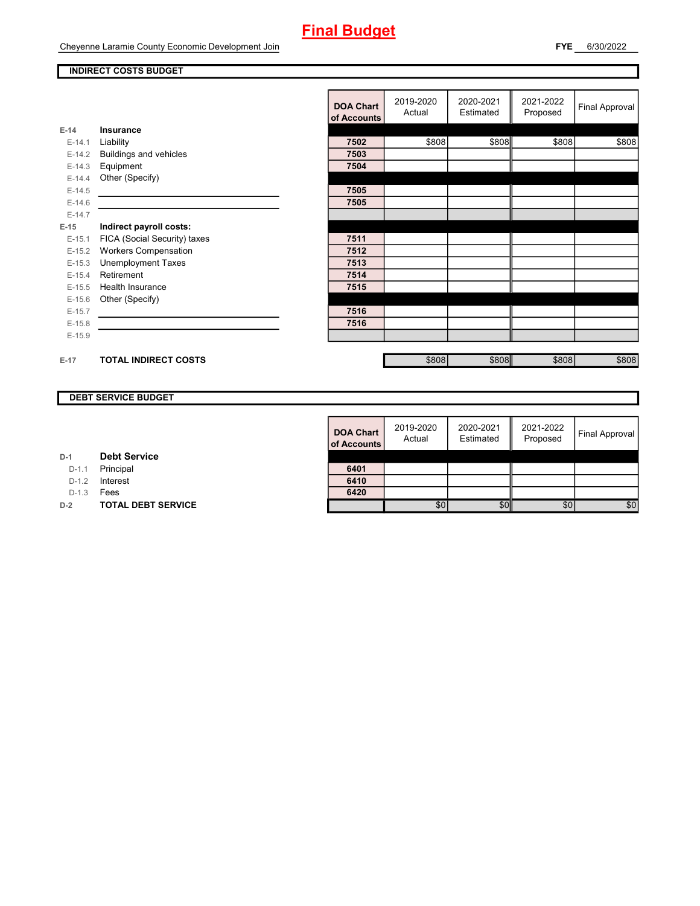# Final Budget

Cheyenne Laramie County Economic Development Join

**FYE** 6/30/2022

## INDIRECT COSTS BUDGET

| | | DOA Chart of Accounts | 2019-2020 Actual | 2020-2021 Estimated | 2021-2022 Proposed | Final Approval |
|---|---|---|---|---|---|---|
| **E-14** | **Insurance** | | | | | |
| E-14.1 | Liability | 7502 | $808 | $808 | $808 | $808 |
| E-14.2 | Buildings and vehicles | 7503 | | | | |
| E-14.3 | Equipment | 7504 | | | | |
| E-14.4 | Other (Specify) | | | | | |
| E-14.5 | | 7505 | | | | |
| E-14.6 | | 7505 | | | | |
| E-14.7 | | | | | | |
| **E-15** | **Indirect payroll costs:** | | | | | |
| E-15.1 | FICA (Social Security) taxes | 7511 | | | | |
| E-15.2 | Workers Compensation | 7512 | | | | |
| E-15.3 | Unemployment Taxes | 7513 | | | | |
| E-15.4 | Retirement | 7514 | | | | |
| E-15.5 | Health Insurance | 7515 | | | | |
| E-15.6 | Other (Specify) | | | | | |
| E-15.7 | | 7516 | | | | |
| E-15.8 | | 7516 | | | | |
| E-15.9 | | | | | | |
| **E-17** | **TOTAL INDIRECT COSTS** | | $808 | $808 | $808 | $808 |

## DEBT SERVICE BUDGET

| | | DOA Chart of Accounts | 2019-2020 Actual | 2020-2021 Estimated | 2021-2022 Proposed | Final Approval |
|---|---|---|---|---|---|---|
| **D-1** | **Debt Service** | | | | | |
| D-1.1 | Principal | 6401 | | | | |
| D-1.2 | Interest | 6410 | | | | |
| D-1.3 | Fees | 6420 | | | | |
| **D-2** | **TOTAL DEBT SERVICE** | | $0 | $0 | $0 | $0 |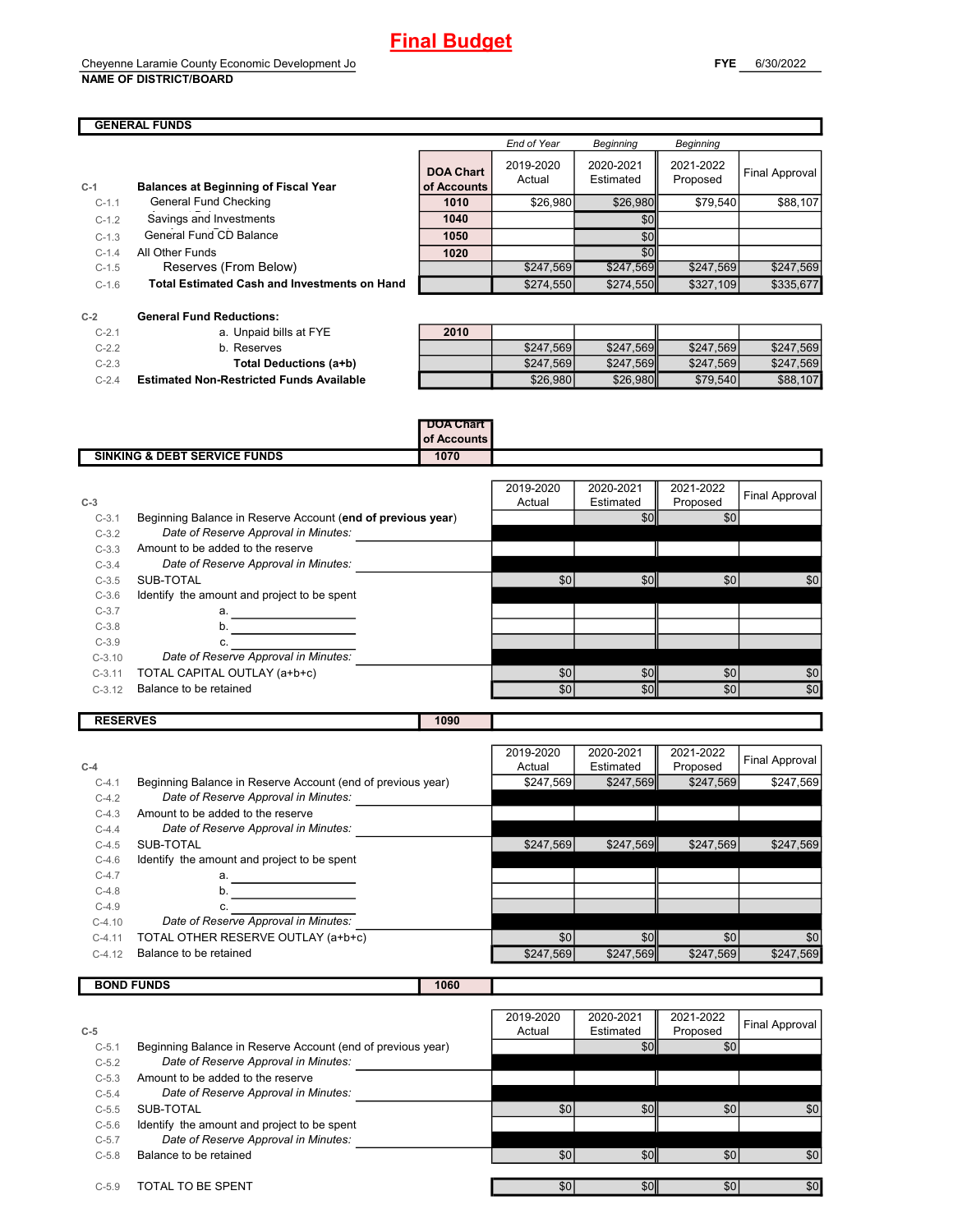# Final Budget

Cheyenne Laramie County Economic Development Jo

**NAME OF DISTRICT/BOARD**

**FYE** 6/30/2022

## GENERAL FUNDS

| | | DOA Chart of Accounts | End of Year 2019-2020 Actual | Beginning 2020-2021 Estimated | Beginning 2021-2022 Proposed | Final Approval |
|---|---|---|---|---|---|---|
| C-1 | **Balances at Beginning of Fiscal Year** | | | | | |
| C-1.1 | General Fund Checking | 1010 | $26,980 | $26,980 | $79,540 | $88,107 |
| C-1.2 | Savings and Investments | 1040 | | $0 | | |
| C-1.3 | General Fund CD Balance | 1050 | | $0 | | |
| C-1.4 | All Other Funds | 1020 | | $0 | | |
| C-1.5 | Reserves (From Below) | | $247,569 | $247,569 | $247,569 | $247,569 |
| C-1.6 | **Total Estimated Cash and Investments on Hand** | | $274,550 | $274,550 | $327,109 | $335,677 |
| C-2 | **General Fund Reductions:** | | | | | |
| C-2.1 | a. Unpaid bills at FYE | 2010 | | | | |
| C-2.2 | b. Reserves | | $247,569 | $247,569 | $247,569 | $247,569 |
| C-2.3 | **Total Deductions (a+b)** | | $247,569 | $247,569 | $247,569 | $247,569 |
| C-2.4 | **Estimated Non-Restricted Funds Available** | | $26,980 | $26,980 | $79,540 | $88,107 |

## SINKING & DEBT SERVICE FUNDS

DOA Chart of Accounts: 1070

| C-3 | | 2019-2020 Actual | 2020-2021 Estimated | 2021-2022 Proposed | Final Approval |
|---|---|---|---|---|---|
| C-3.1 | Beginning Balance in Reserve Account (**end of previous year**) | | $0 | $0 | |
| C-3.2 | *Date of Reserve Approval in Minutes:* | | | | |
| C-3.3 | Amount to be added to the reserve | | | | |
| C-3.4 | *Date of Reserve Approval in Minutes:* | | | | |
| C-3.5 | SUB-TOTAL | $0 | $0 | $0 | $0 |
| C-3.6 | Identify the amount and project to be spent | | | | |
| C-3.7 | a. | | | | |
| C-3.8 | b. | | | | |
| C-3.9 | c. | | | | |
| C-3.10 | *Date of Reserve Approval in Minutes:* | | | | |
| C-3.11 | TOTAL CAPITAL OUTLAY (a+b+c) | $0 | $0 | $0 | $0 |
| C-3.12 | Balance to be retained | $0 | $0 | $0 | $0 |

## RESERVES

DOA Chart of Accounts: 1090

| C-4 | | 2019-2020 Actual | 2020-2021 Estimated | 2021-2022 Proposed | Final Approval |
|---|---|---|---|---|---|
| C-4.1 | Beginning Balance in Reserve Account (end of previous year) | $247,569 | $247,569 | $247,569 | $247,569 |
| C-4.2 | *Date of Reserve Approval in Minutes:* | | | | |
| C-4.3 | Amount to be added to the reserve | | | | |
| C-4.4 | *Date of Reserve Approval in Minutes:* | | | | |
| C-4.5 | SUB-TOTAL | $247,569 | $247,569 | $247,569 | $247,569 |
| C-4.6 | Identify the amount and project to be spent | | | | |
| C-4.7 | a. | | | | |
| C-4.8 | b. | | | | |
| C-4.9 | c. | | | | |
| C-4.10 | *Date of Reserve Approval in Minutes:* | | | | |
| C-4.11 | TOTAL OTHER RESERVE OUTLAY (a+b+c) | $0 | $0 | $0 | $0 |
| C-4.12 | Balance to be retained | $247,569 | $247,569 | $247,569 | $247,569 |

## BOND FUNDS

DOA Chart of Accounts: 1060

| C-5 | | 2019-2020 Actual | 2020-2021 Estimated | 2021-2022 Proposed | Final Approval |
|---|---|---|---|---|---|
| C-5.1 | Beginning Balance in Reserve Account (end of previous year) | | $0 | $0 | |
| C-5.2 | *Date of Reserve Approval in Minutes:* | | | | |
| C-5.3 | Amount to be added to the reserve | | | | |
| C-5.4 | *Date of Reserve Approval in Minutes:* | | | | |
| C-5.5 | SUB-TOTAL | $0 | $0 | $0 | $0 |
| C-5.6 | Identify the amount and project to be spent | | | | |
| C-5.7 | *Date of Reserve Approval in Minutes:* | | | | |
| C-5.8 | Balance to be retained | $0 | $0 | $0 | $0 |
| C-5.9 | TOTAL TO BE SPENT | $0 | $0 | $0 | $0 |